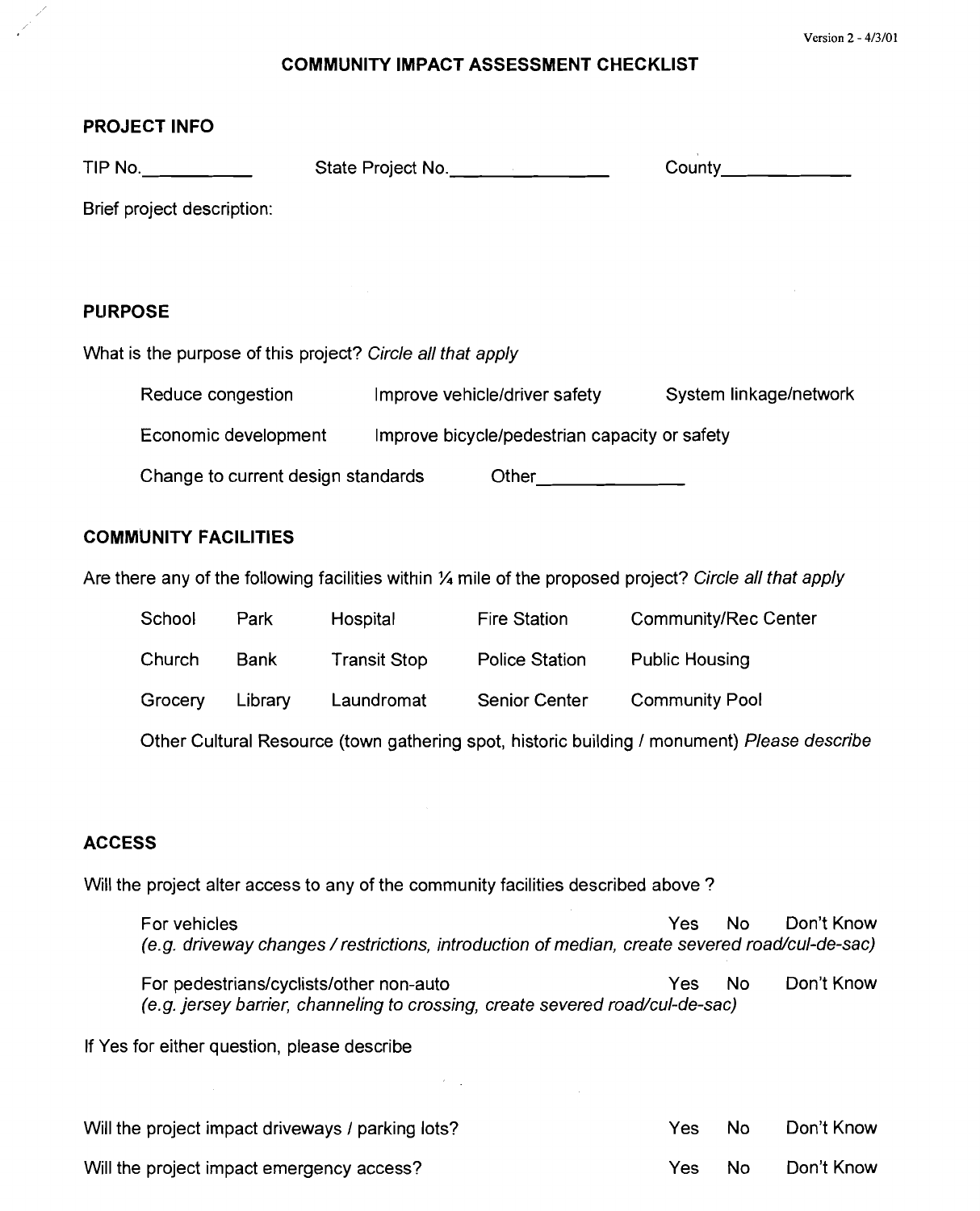Version 2 - 4/3/01

# COMMUNITY IMPACT ASSESSMENT CHECKLIST

## PROJECT INFO

TIP No.__________ State Project No.______________ County____________

Brief project description:

## PURPOSE

What is the purpose of this project? *Circle all that apply*

| | | |
|---|---|---|
| Reduce congestion | Improve vehicle/driver safety | System linkage/network |
| Economic development | Improve bicycle/pedestrian capacity or safety | |
| Change to current design standards | Other______________ | |

## COMMUNITY FACILITIES

Are there any of the following facilities within ¼ mile of the proposed project? *Circle all that apply*

| | | | | |
|---|---|---|---|---|
| School | Park | Hospital | Fire Station | Community/Rec Center |
| Church | Bank | Transit Stop | Police Station | Public Housing |
| Grocery | Library | Laundromat | Senior Center | Community Pool |

Other Cultural Resource (town gathering spot, historic building / monument) *Please describe*

## ACCESS

Will the project alter access to any of the community facilities described above ?

For vehicles — Yes No Don't Know
*(e.g. driveway changes / restrictions, introduction of median, create severed road/cul-de-sac)*

For pedestrians/cyclists/other non-auto — Yes No Don't Know
*(e.g. jersey barrier, channeling to crossing, create severed road/cul-de-sac)*

If Yes for either question, please describe

Will the project impact driveways / parking lots? — Yes No Don't Know

Will the project impact emergency access? — Yes No Don't Know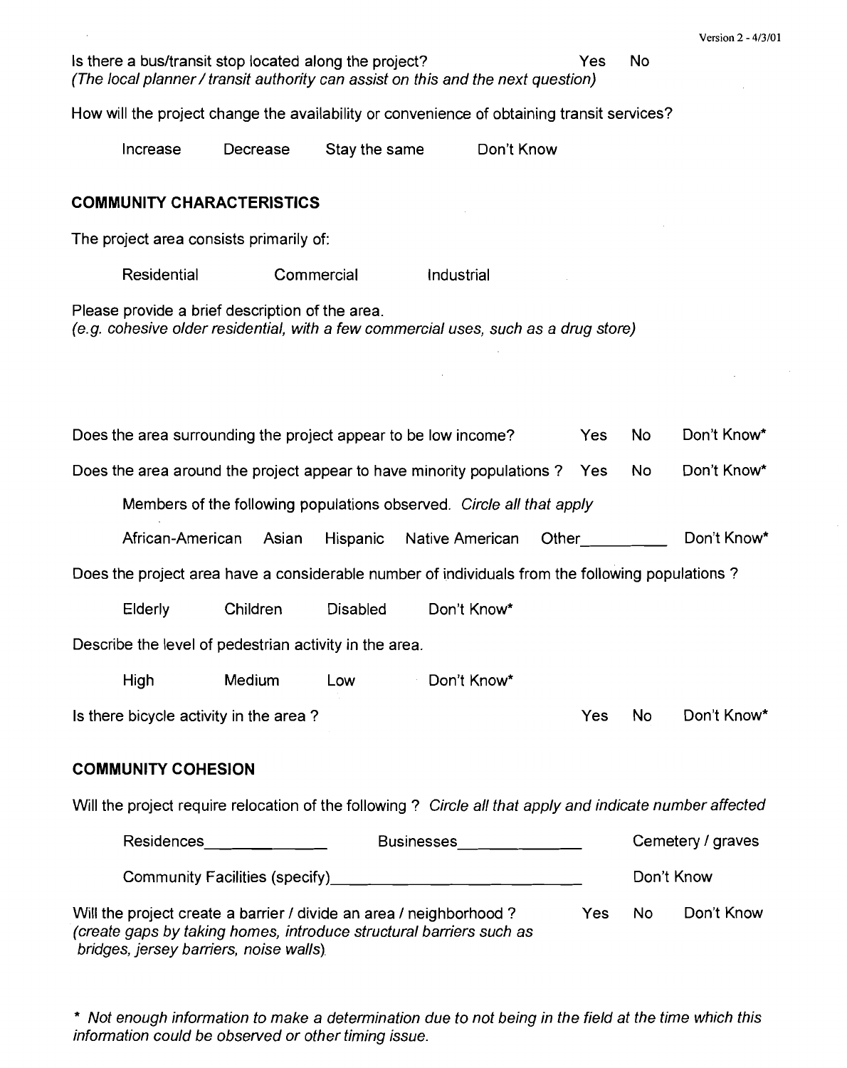Is there a bus/transit stop located along the project? Yes No

*(The local planner / transit authority can assist on this and the next question)*

How will the project change the availability or convenience of obtaining transit services?

Increase Decrease Stay the same Don't Know

## COMMUNITY CHARACTERISTICS

The project area consists primarily of:

Residential Commercial Industrial

Please provide a brief description of the area.

*(e.g. cohesive older residential, with a few commercial uses, such as a drug store)*

Does the area surrounding the project appear to be low income? Yes No Don't Know*

Does the area around the project appear to have minority populations ? Yes No Don't Know*

Members of the following populations observed. *Circle all that apply*

African-American Asian Hispanic Native American Other__________ Don't Know*

Does the project area have a considerable number of individuals from the following populations ?

Elderly Children Disabled Don't Know*

Describe the level of pedestrian activity in the area.

High Medium Low Don't Know*

Is there bicycle activity in the area ? Yes No Don't Know*

## COMMUNITY COHESION

Will the project require relocation of the following ? *Circle all that apply and indicate number affected*

Residences______________ Businesses______________ Cemetery / graves

Community Facilities (specify)____________________________ Don't Know

Will the project create a barrier / divide an area / neighborhood ? Yes No Don't Know

*(create gaps by taking homes, introduce structural barriers such as bridges, jersey barriers, noise walls)*

* *Not enough information to make a determination due to not being in the field at the time which this information could be observed or other timing issue.*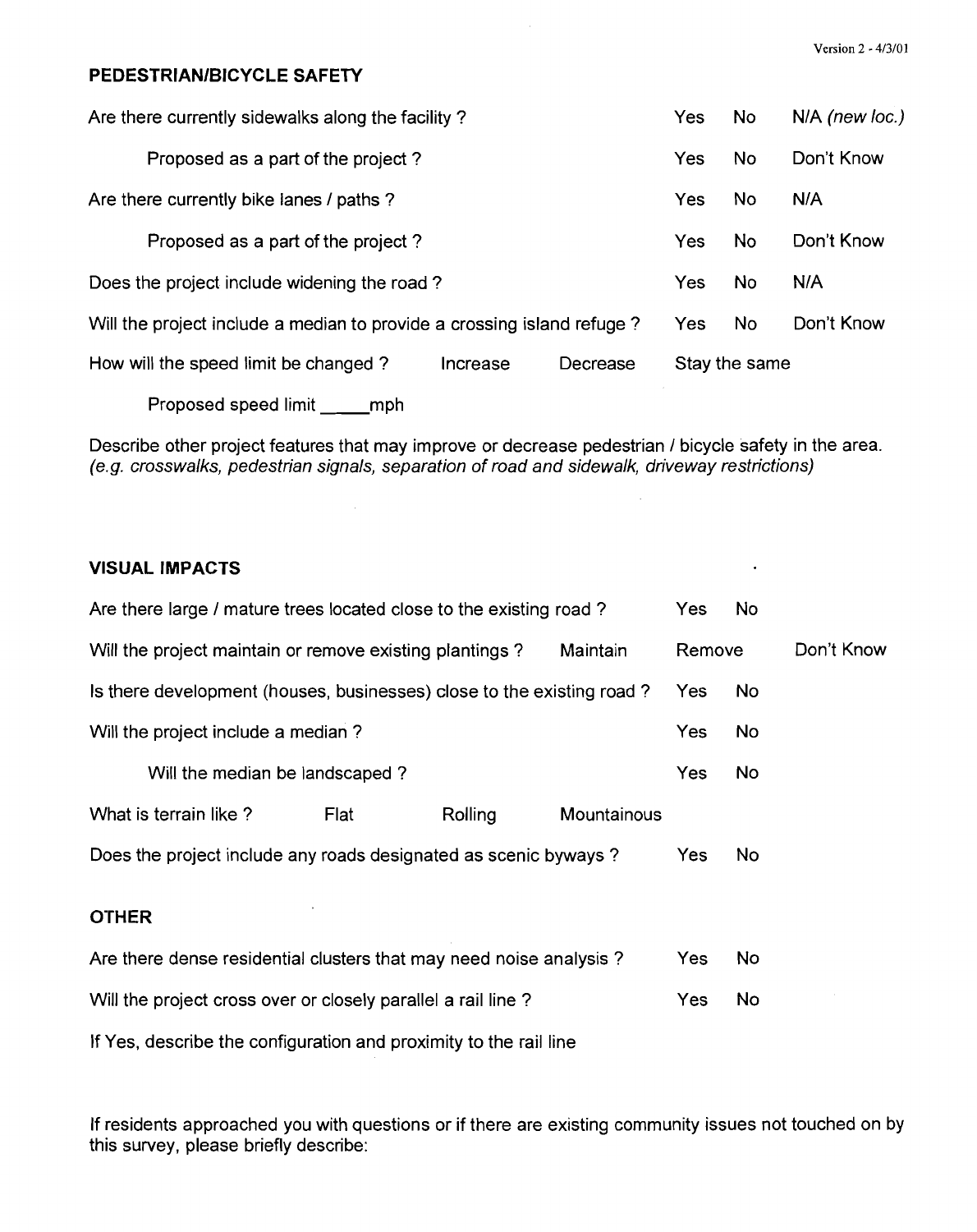## PEDESTRIAN/BICYCLE SAFETY

| | | | |
|---|---|---|---|
| Are there currently sidewalks along the facility ? | Yes | No | N/A *(new loc.)* |
| Proposed as a part of the project ? | Yes | No | Don't Know |
| Are there currently bike lanes / paths ? | Yes | No | N/A |
| Proposed as a part of the project ? | Yes | No | Don't Know |
| Does the project include widening the road ? | Yes | No | N/A |
| Will the project include a median to provide a crossing island refuge ? | Yes | No | Don't Know |

How will the speed limit be changed ? Increase Decrease Stay the same

Proposed speed limit _____mph

Describe other project features that may improve or decrease pedestrian / bicycle safety in the area. *(e.g. crosswalks, pedestrian signals, separation of road and sidewalk, driveway restrictions)*

## VISUAL IMPACTS

| | | | |
|---|---|---|---|
| Are there large / mature trees located close to the existing road ? | Yes | No | |
| Will the project maintain or remove existing plantings ? Maintain | Remove | | Don't Know |
| Is there development (houses, businesses) close to the existing road ? | Yes | No | |
| Will the median include a median ? | Yes | No | |
| Will the median be landscaped ? | Yes | No | |

What is terrain like ? Flat Rolling Mountainous

Does the project include any roads designated as scenic byways ? Yes No

## OTHER

| | | |
|---|---|---|
| Are there dense residential clusters that may need noise analysis ? | Yes | No |
| Will the project cross over or closely parallel a rail line ? | Yes | No |

If Yes, describe the configuration and proximity to the rail line

If residents approached you with questions or if there are existing community issues not touched on by this survey, please briefly describe: